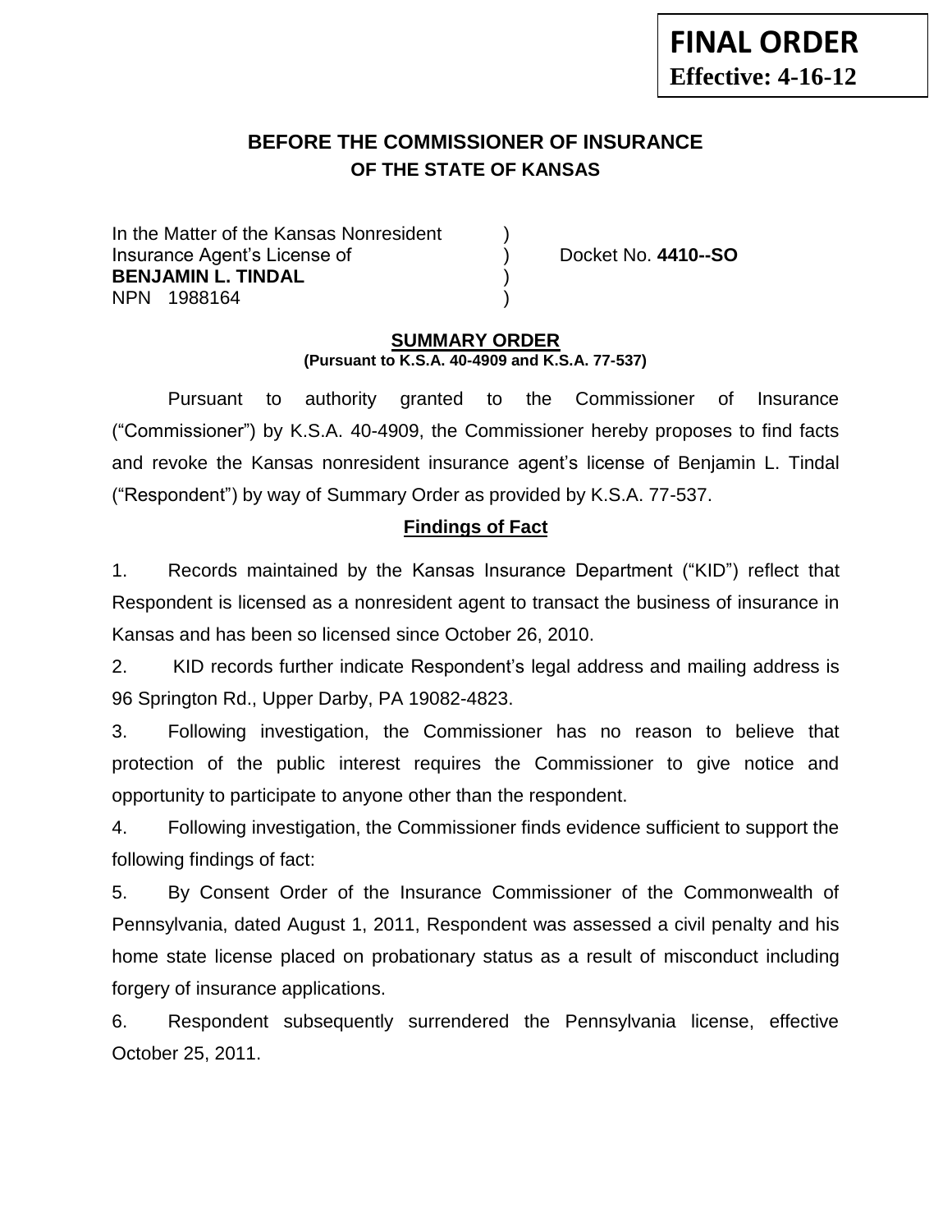**FINAL ORDER**
**Effective: 4-16-12**

# BEFORE THE COMMISSIONER OF INSURANCE
## OF THE STATE OF KANSAS

In the Matter of the Kansas Nonresident )
Insurance Agent's License of ) Docket No. **4410--SO**
**BENJAMIN L. TINDAL** )
NPN 1988164 )

## SUMMARY ORDER
**(Pursuant to K.S.A. 40-4909 and K.S.A. 77-537)**

Pursuant to authority granted to the Commissioner of Insurance ("Commissioner") by K.S.A. 40-4909, the Commissioner hereby proposes to find facts and revoke the Kansas nonresident insurance agent's license of Benjamin L. Tindal ("Respondent") by way of Summary Order as provided by K.S.A. 77-537.

## Findings of Fact

1. Records maintained by the Kansas Insurance Department ("KID") reflect that Respondent is licensed as a nonresident agent to transact the business of insurance in Kansas and has been so licensed since October 26, 2010.

2. KID records further indicate Respondent's legal address and mailing address is 96 Springton Rd., Upper Darby, PA 19082-4823.

3. Following investigation, the Commissioner has no reason to believe that protection of the public interest requires the Commissioner to give notice and opportunity to participate to anyone other than the respondent.

4. Following investigation, the Commissioner finds evidence sufficient to support the following findings of fact:

5. By Consent Order of the Insurance Commissioner of the Commonwealth of Pennsylvania, dated August 1, 2011, Respondent was assessed a civil penalty and his home state license placed on probationary status as a result of misconduct including forgery of insurance applications.

6. Respondent subsequently surrendered the Pennsylvania license, effective October 25, 2011.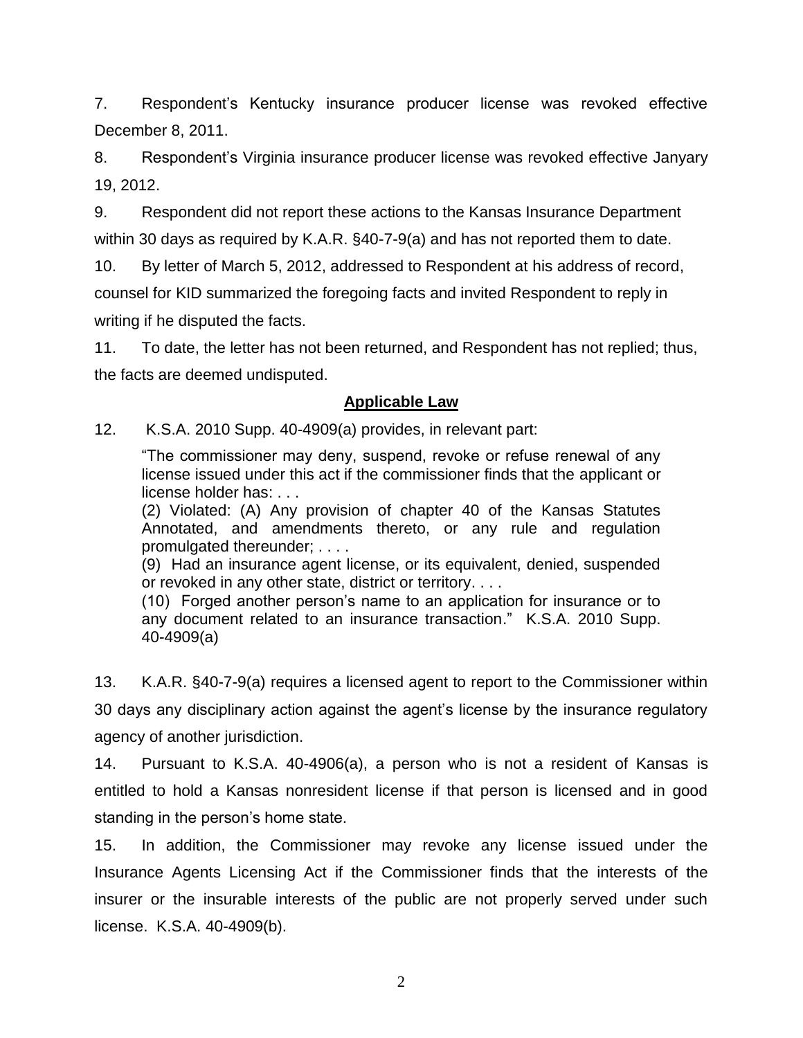7. Respondent's Kentucky insurance producer license was revoked effective December 8, 2011.

8. Respondent's Virginia insurance producer license was revoked effective Janyary 19, 2012.

9. Respondent did not report these actions to the Kansas Insurance Department within 30 days as required by K.A.R. §40-7-9(a) and has not reported them to date.

10. By letter of March 5, 2012, addressed to Respondent at his address of record, counsel for KID summarized the foregoing facts and invited Respondent to reply in writing if he disputed the facts.

11. To date, the letter has not been returned, and Respondent has not replied; thus, the facts are deemed undisputed.

## Applicable Law

12. K.S.A. 2010 Supp. 40-4909(a) provides, in relevant part:

> "The commissioner may deny, suspend, revoke or refuse renewal of any license issued under this act if the commissioner finds that the applicant or license holder has: . . .
>
> (2) Violated: (A) Any provision of chapter 40 of the Kansas Statutes Annotated, and amendments thereto, or any rule and regulation promulgated thereunder; . . . .
>
> (9) Had an insurance agent license, or its equivalent, denied, suspended or revoked in any other state, district or territory. . . .
>
> (10) Forged another person's name to an application for insurance or to any document related to an insurance transaction." K.S.A. 2010 Supp. 40-4909(a)

13. K.A.R. §40-7-9(a) requires a licensed agent to report to the Commissioner within 30 days any disciplinary action against the agent's license by the insurance regulatory agency of another jurisdiction.

14. Pursuant to K.S.A. 40-4906(a), a person who is not a resident of Kansas is entitled to hold a Kansas nonresident license if that person is licensed and in good standing in the person's home state.

15. In addition, the Commissioner may revoke any license issued under the Insurance Agents Licensing Act if the Commissioner finds that the interests of the insurer or the insurable interests of the public are not properly served under such license. K.S.A. 40-4909(b).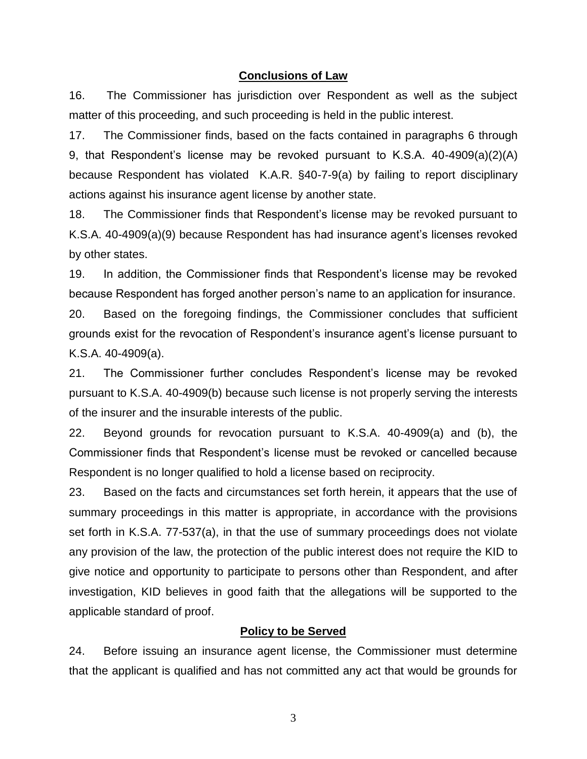**Conclusions of Law**

16. The Commissioner has jurisdiction over Respondent as well as the subject matter of this proceeding, and such proceeding is held in the public interest.

17. The Commissioner finds, based on the facts contained in paragraphs 6 through 9, that Respondent's license may be revoked pursuant to K.S.A. 40-4909(a)(2)(A) because Respondent has violated K.A.R. §40-7-9(a) by failing to report disciplinary actions against his insurance agent license by another state.

18. The Commissioner finds that Respondent's license may be revoked pursuant to K.S.A. 40-4909(a)(9) because Respondent has had insurance agent's licenses revoked by other states.

19. In addition, the Commissioner finds that Respondent's license may be revoked because Respondent has forged another person's name to an application for insurance.

20. Based on the foregoing findings, the Commissioner concludes that sufficient grounds exist for the revocation of Respondent's insurance agent's license pursuant to K.S.A. 40-4909(a).

21. The Commissioner further concludes Respondent's license may be revoked pursuant to K.S.A. 40-4909(b) because such license is not properly serving the interests of the insurer and the insurable interests of the public.

22. Beyond grounds for revocation pursuant to K.S.A. 40-4909(a) and (b), the Commissioner finds that Respondent's license must be revoked or cancelled because Respondent is no longer qualified to hold a license based on reciprocity.

23. Based on the facts and circumstances set forth herein, it appears that the use of summary proceedings in this matter is appropriate, in accordance with the provisions set forth in K.S.A. 77-537(a), in that the use of summary proceedings does not violate any provision of the law, the protection of the public interest does not require the KID to give notice and opportunity to participate to persons other than Respondent, and after investigation, KID believes in good faith that the allegations will be supported to the applicable standard of proof.

**Policy to be Served**

24. Before issuing an insurance agent license, the Commissioner must determine that the applicant is qualified and has not committed any act that would be grounds for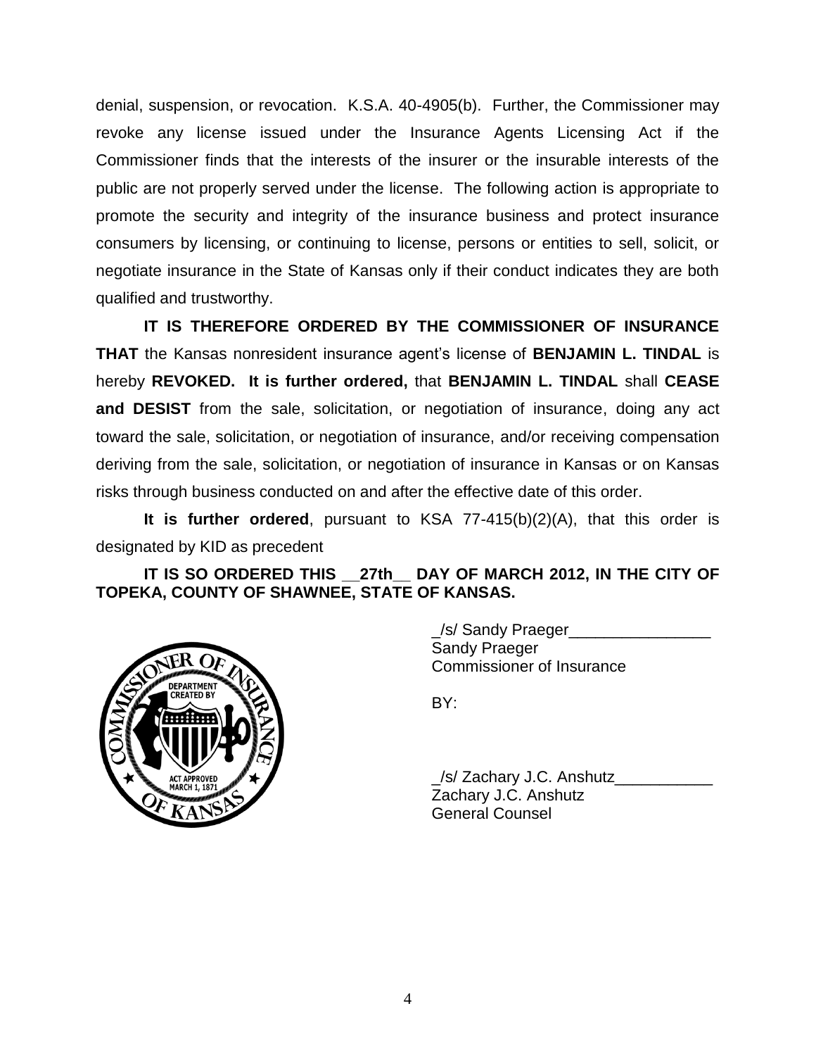denial, suspension, or revocation. K.S.A. 40-4905(b). Further, the Commissioner may revoke any license issued under the Insurance Agents Licensing Act if the Commissioner finds that the interests of the insurer or the insurable interests of the public are not properly served under the license. The following action is appropriate to promote the security and integrity of the insurance business and protect insurance consumers by licensing, or continuing to license, persons or entities to sell, solicit, or negotiate insurance in the State of Kansas only if their conduct indicates they are both qualified and trustworthy.

**IT IS THEREFORE ORDERED BY THE COMMISSIONER OF INSURANCE THAT** the Kansas nonresident insurance agent's license of **BENJAMIN L. TINDAL** is hereby **REVOKED. It is further ordered,** that **BENJAMIN L. TINDAL** shall **CEASE and DESIST** from the sale, solicitation, or negotiation of insurance, doing any act toward the sale, solicitation, or negotiation of insurance, and/or receiving compensation deriving from the sale, solicitation, or negotiation of insurance in Kansas or on Kansas risks through business conducted on and after the effective date of this order.

**It is further ordered**, pursuant to KSA 77-415(b)(2)(A), that this order is designated by KID as precedent

**IT IS SO ORDERED THIS __27th__ DAY OF MARCH 2012, IN THE CITY OF TOPEKA, COUNTY OF SHAWNEE, STATE OF KANSAS.**

_/s/ Sandy Praeger________________
Sandy Praeger
Commissioner of Insurance

BY:

_/s/ Zachary J.C. Anshutz___________
Zachary J.C. Anshutz
General Counsel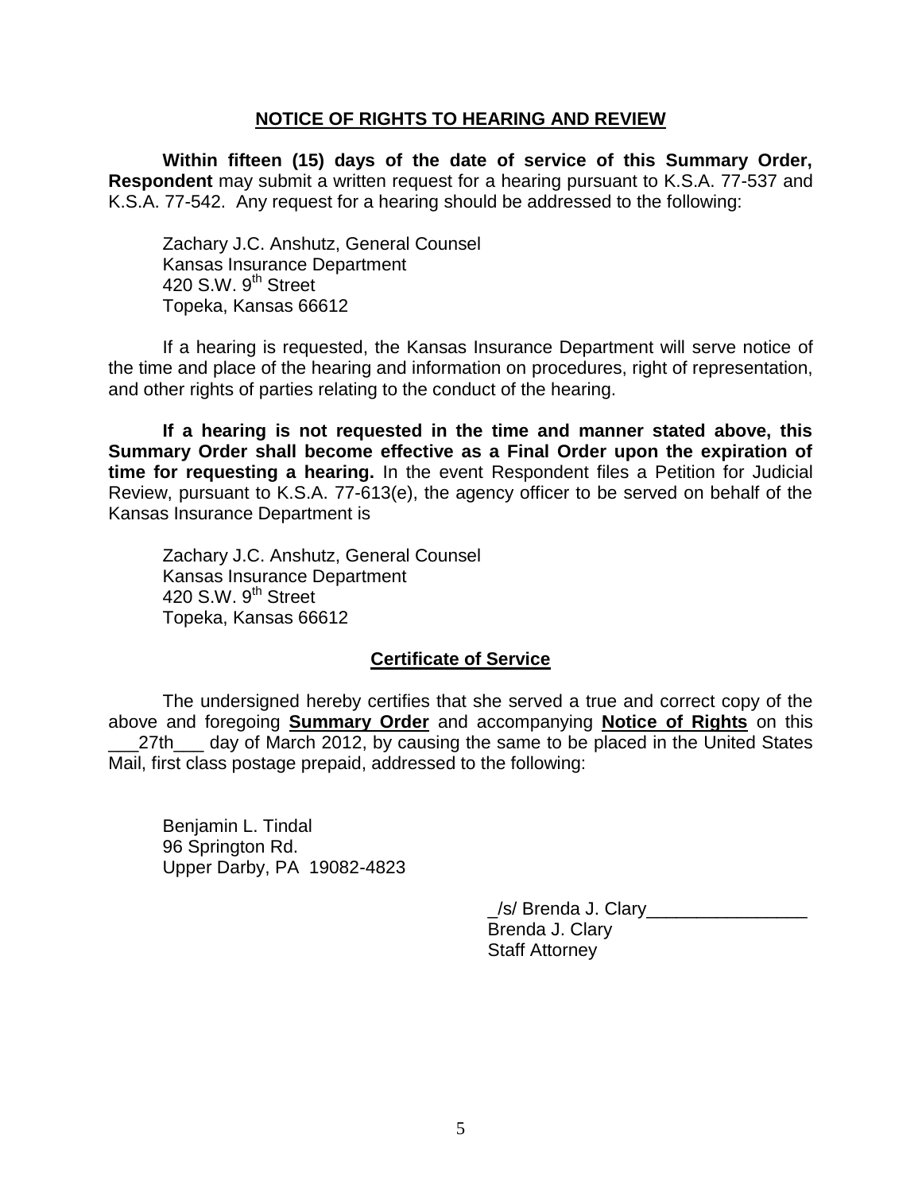## NOTICE OF RIGHTS TO HEARING AND REVIEW

**Within fifteen (15) days of the date of service of this Summary Order, Respondent** may submit a written request for a hearing pursuant to K.S.A. 77-537 and K.S.A. 77-542. Any request for a hearing should be addressed to the following:

Zachary J.C. Anshutz, General Counsel
Kansas Insurance Department
420 S.W. 9th Street
Topeka, Kansas 66612

If a hearing is requested, the Kansas Insurance Department will serve notice of the time and place of the hearing and information on procedures, right of representation, and other rights of parties relating to the conduct of the hearing.

**If a hearing is not requested in the time and manner stated above, this Summary Order shall become effective as a Final Order upon the expiration of time for requesting a hearing.** In the event Respondent files a Petition for Judicial Review, pursuant to K.S.A. 77-613(e), the agency officer to be served on behalf of the Kansas Insurance Department is

Zachary J.C. Anshutz, General Counsel
Kansas Insurance Department
420 S.W. 9th Street
Topeka, Kansas 66612

## Certificate of Service

The undersigned hereby certifies that she served a true and correct copy of the above and foregoing **Summary Order** and accompanying **Notice of Rights** on this ___27th___ day of March 2012, by causing the same to be placed in the United States Mail, first class postage prepaid, addressed to the following:

Benjamin L. Tindal
96 Springton Rd.
Upper Darby, PA 19082-4823

_/s/ Brenda J. Clary________________
Brenda J. Clary
Staff Attorney